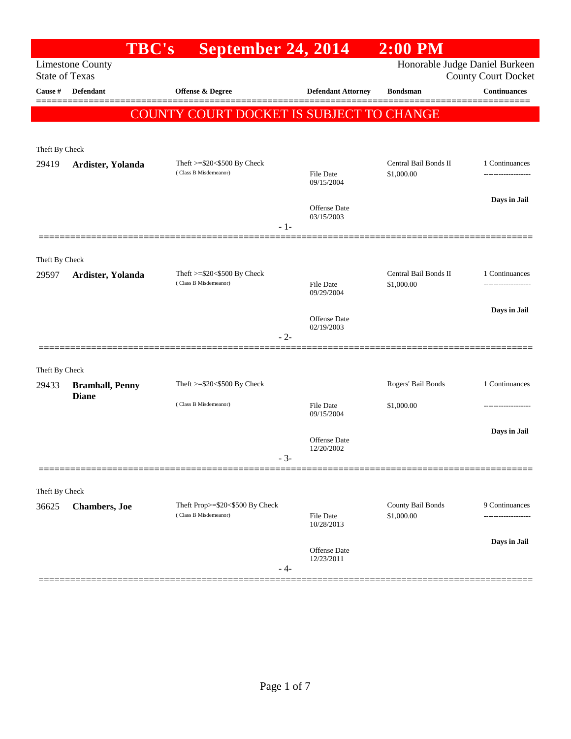# TBC's September 24, 2014 2:00 PM

Limestone County
State of Texas

Honorable Judge Daniel Burkeen
County Court Docket

**COUNTY COURT DOCKET IS SUBJECT TO CHANGE**

| Cause # | Defendant | Offense & Degree | Defendant Attorney | Bondsman | Continuances |
|---|---|---|---|---|---|
| **Theft By Check** | | | | | |
| 29419 | **Ardister, Yolanda** | Theft >=$20<$500 By Check (Class B Misdemeanor) | File Date 09/15/2004<br>Offense Date 03/15/2003 | Central Bail Bonds II<br>$1,000.00 | 1 Continuances<br>Days in Jail |
| - 1- | | | | | |
| **Theft By Check** | | | | | |
| 29597 | **Ardister, Yolanda** | Theft >=$20<$500 By Check (Class B Misdemeanor) | File Date 09/29/2004<br>Offense Date 02/19/2003 | Central Bail Bonds II<br>$1,000.00 | 1 Continuances<br>Days in Jail |
| - 2- | | | | | |
| **Theft By Check** | | | | | |
| 29433 | **Bramhall, Penny Diane** | Theft >=$20<$500 By Check (Class B Misdemeanor) | File Date 09/15/2004<br>Offense Date 12/20/2002 | Rogers' Bail Bonds<br>$1,000.00 | 1 Continuances<br>Days in Jail |
| - 3- | | | | | |
| **Theft By Check** | | | | | |
| 36625 | **Chambers, Joe** | Theft Prop>=$20<$500 By Check (Class B Misdemeanor) | File Date 10/28/2013<br>Offense Date 12/23/2011 | County Bail Bonds<br>$1,000.00 | 9 Continuances<br>Days in Jail |
| - 4- | | | | | |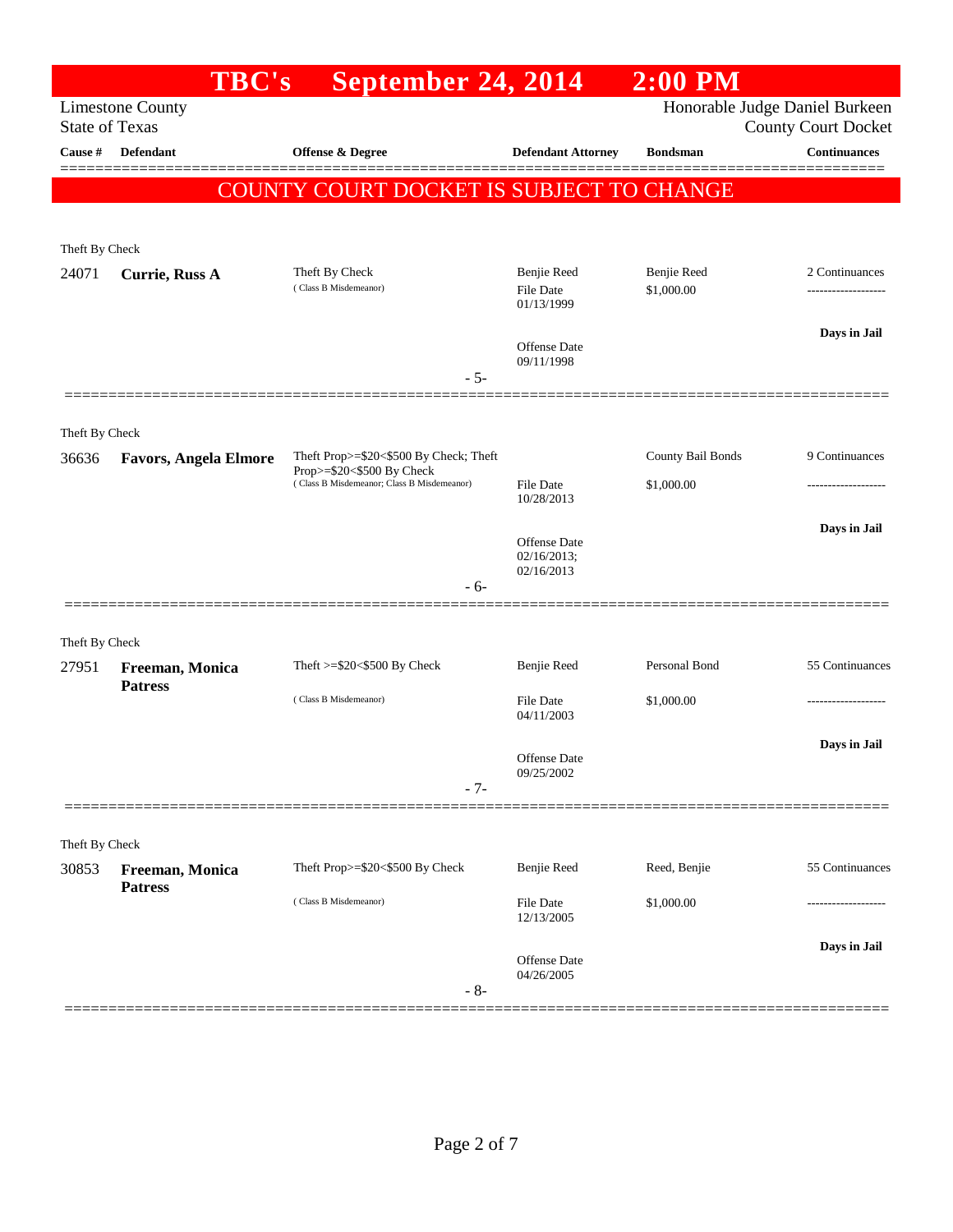# TBC's September 24, 2014 2:00 PM

Limestone County
State of Texas

Honorable Judge Daniel Burkeen
County Court Docket

| Cause # | Defendant | Offense & Degree | Defendant Attorney | Bondsman | Continuances |
|---|---|---|---|---|---|

**COUNTY COURT DOCKET IS SUBJECT TO CHANGE**

Theft By Check

| Cause # | Defendant | Offense & Degree | Defendant Attorney | Bondsman | Continuances |
|---|---|---|---|---|---|
| 24071 | **Currie, Russ A** | Theft By Check (Class B Misdemeanor) | Benjie Reed<br>File Date 01/13/1999<br>Offense Date 09/11/1998 | Benjie Reed<br>$1,000.00 | 2 Continuances<br>-------------------<br>**Days in Jail** |

- 5-

Theft By Check

| Cause # | Defendant | Offense & Degree | Defendant Attorney | Bondsman | Continuances |
|---|---|---|---|---|---|
| 36636 | **Favors, Angela Elmore** | Theft Prop>=$20<$500 By Check; Theft Prop>=$20<$500 By Check (Class B Misdemeanor; Class B Misdemeanor) | File Date 10/28/2013<br>Offense Date 02/16/2013; 02/16/2013 | County Bail Bonds<br>$1,000.00 | 9 Continuances<br>-------------------<br>**Days in Jail** |

- 6-

Theft By Check

| Cause # | Defendant | Offense & Degree | Defendant Attorney | Bondsman | Continuances |
|---|---|---|---|---|---|
| 27951 | **Freeman, Monica Patress** | Theft >=$20<$500 By Check (Class B Misdemeanor) | Benjie Reed<br>File Date 04/11/2003<br>Offense Date 09/25/2002 | Personal Bond<br>$1,000.00 | 55 Continuances<br>-------------------<br>**Days in Jail** |

- 7-

Theft By Check

| Cause # | Defendant | Offense & Degree | Defendant Attorney | Bondsman | Continuances |
|---|---|---|---|---|---|
| 30853 | **Freeman, Monica Patress** | Theft Prop>=$20<$500 By Check (Class B Misdemeanor) | Benjie Reed<br>File Date 12/13/2005<br>Offense Date 04/26/2005 | Reed, Benjie<br>$1,000.00 | 55 Continuances<br>-------------------<br>**Days in Jail** |

- 8-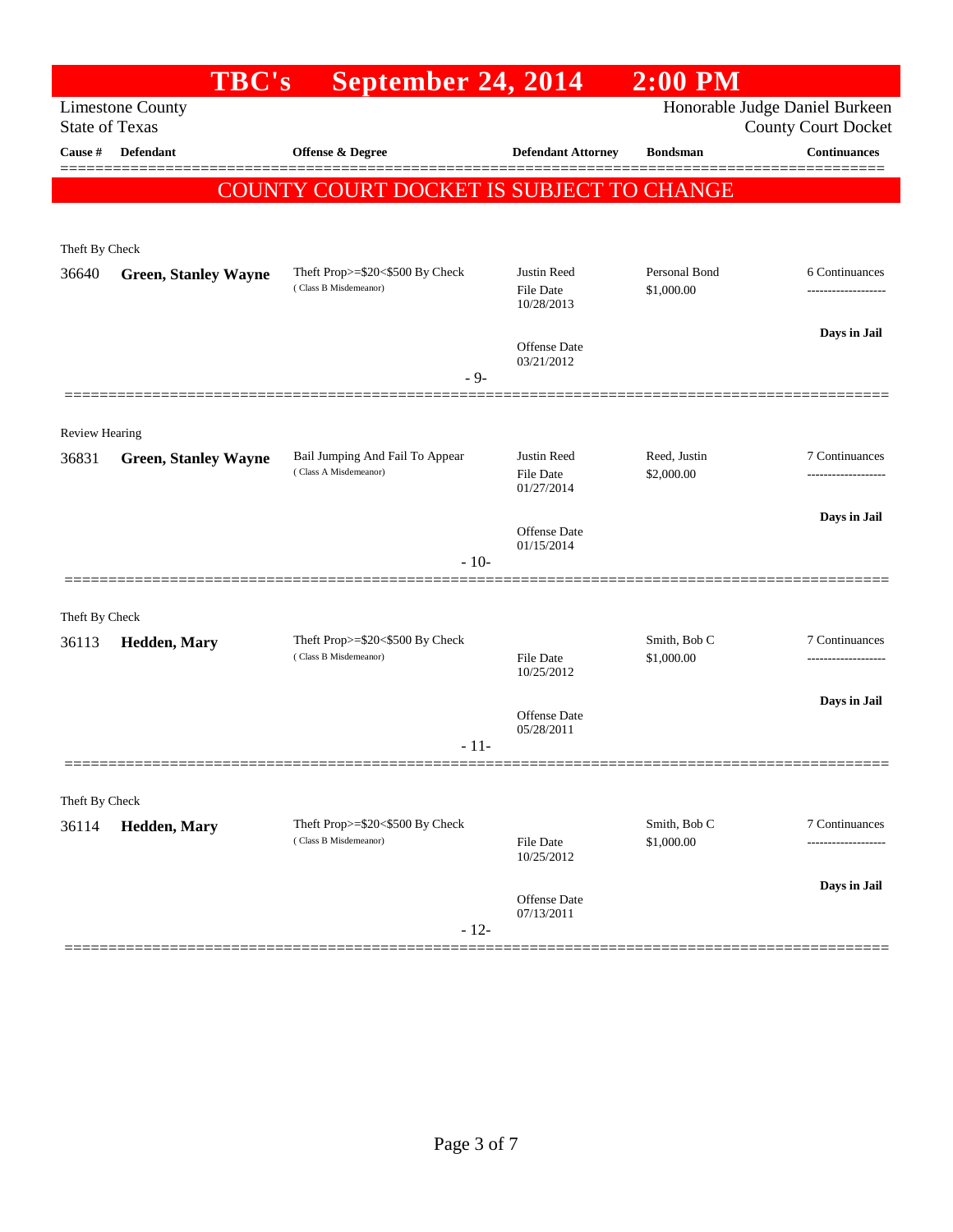# TBC's September 24, 2014 2:00 PM

Limestone County
State of Texas

Honorable Judge Daniel Burkeen
County Court Docket

| Cause # | Defendant | Offense & Degree | Defendant Attorney | Bondsman | Continuances |
|---|---|---|---|---|---|

## COUNTY COURT DOCKET IS SUBJECT TO CHANGE

Theft By Check

| Cause # | Defendant | Offense & Degree | Defendant Attorney | Bondsman | Continuances |
|---|---|---|---|---|---|
| 36640 | **Green, Stanley Wayne** | Theft Prop>=$20<$500 By Check (Class B Misdemeanor) | Justin Reed<br>File Date 10/28/2013<br>Offense Date 03/21/2012 | Personal Bond<br>$1,000.00 | 6 Continuances<br>Days in Jail |

- 9-

Review Hearing

| Cause # | Defendant | Offense & Degree | Defendant Attorney | Bondsman | Continuances |
|---|---|---|---|---|---|
| 36831 | **Green, Stanley Wayne** | Bail Jumping And Fail To Appear (Class A Misdemeanor) | Justin Reed<br>File Date 01/27/2014<br>Offense Date 01/15/2014 | Reed, Justin<br>$2,000.00 | 7 Continuances<br>Days in Jail |

- 10-

Theft By Check

| Cause # | Defendant | Offense & Degree | Defendant Attorney | Bondsman | Continuances |
|---|---|---|---|---|---|
| 36113 | **Hedden, Mary** | Theft Prop>=$20<$500 By Check (Class B Misdemeanor) | File Date 10/25/2012<br>Offense Date 05/28/2011 | Smith, Bob C<br>$1,000.00 | 7 Continuances<br>Days in Jail |

- 11-

Theft By Check

| Cause # | Defendant | Offense & Degree | Defendant Attorney | Bondsman | Continuances |
|---|---|---|---|---|---|
| 36114 | **Hedden, Mary** | Theft Prop>=$20<$500 By Check (Class B Misdemeanor) | File Date 10/25/2012<br>Offense Date 07/13/2011 | Smith, Bob C<br>$1,000.00 | 7 Continuances<br>Days in Jail |

- 12-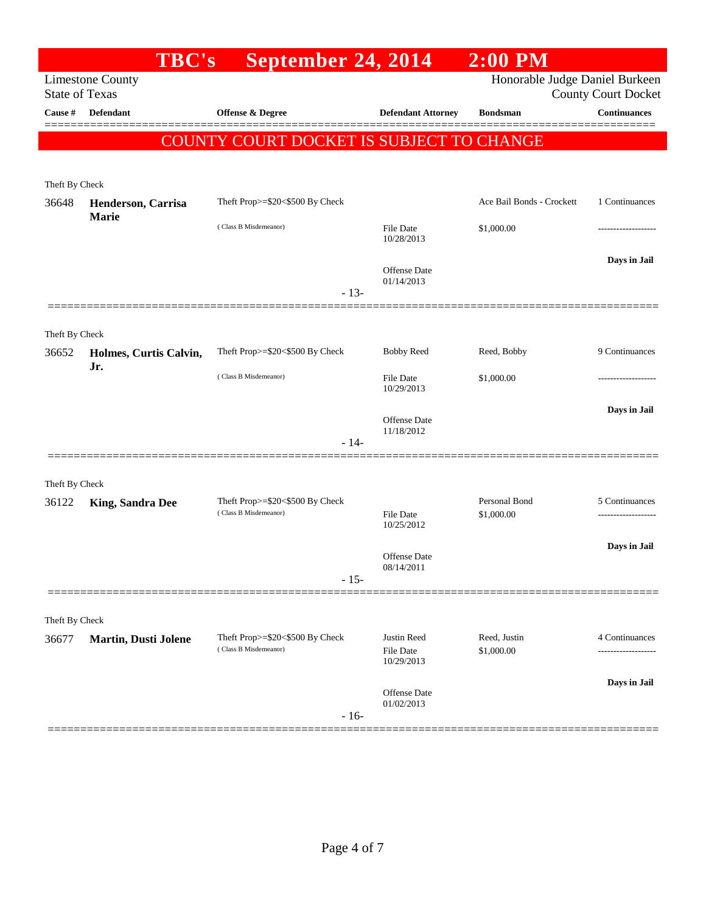# TBC's September 24, 2014 2:00 PM

Limestone County
State of Texas

Honorable Judge Daniel Burkeen
County Court Docket

| Cause # | Defendant | Offense & Degree | Defendant Attorney | Bondsman | Continuances |
|---|---|---|---|---|---|

**COUNTY COURT DOCKET IS SUBJECT TO CHANGE**

Theft By Check

| Cause # | Defendant | Offense & Degree | Defendant Attorney | Bondsman | Continuances |
|---|---|---|---|---|---|
| 36648 | **Henderson, Carrisa Marie** | Theft Prop>=$20<$500 By Check (Class B Misdemeanor) | File Date 10/28/2013; Offense Date 01/14/2013 | Ace Bail Bonds - Crockett; $1,000.00 | 1 Continuances; **Days in Jail** |

- 13-

Theft By Check

| Cause # | Defendant | Offense & Degree | Defendant Attorney | Bondsman | Continuances |
|---|---|---|---|---|---|
| 36652 | **Holmes, Curtis Calvin, Jr.** | Theft Prop>=$20<$500 By Check (Class B Misdemeanor) | Bobby Reed; File Date 10/29/2013; Offense Date 11/18/2012 | Reed, Bobby; $1,000.00 | 9 Continuances; **Days in Jail** |

- 14-

Theft By Check

| Cause # | Defendant | Offense & Degree | Defendant Attorney | Bondsman | Continuances |
|---|---|---|---|---|---|
| 36122 | **King, Sandra Dee** | Theft Prop>=$20<$500 By Check (Class B Misdemeanor) | File Date 10/25/2012; Offense Date 08/14/2011 | Personal Bond; $1,000.00 | 5 Continuances; **Days in Jail** |

- 15-

Theft By Check

| Cause # | Defendant | Offense & Degree | Defendant Attorney | Bondsman | Continuances |
|---|---|---|---|---|---|
| 36677 | **Martin, Dusti Jolene** | Theft Prop>=$20<$500 By Check (Class B Misdemeanor) | Justin Reed; File Date 10/29/2013; Offense Date 01/02/2013 | Reed, Justin; $1,000.00 | 4 Continuances; **Days in Jail** |

- 16-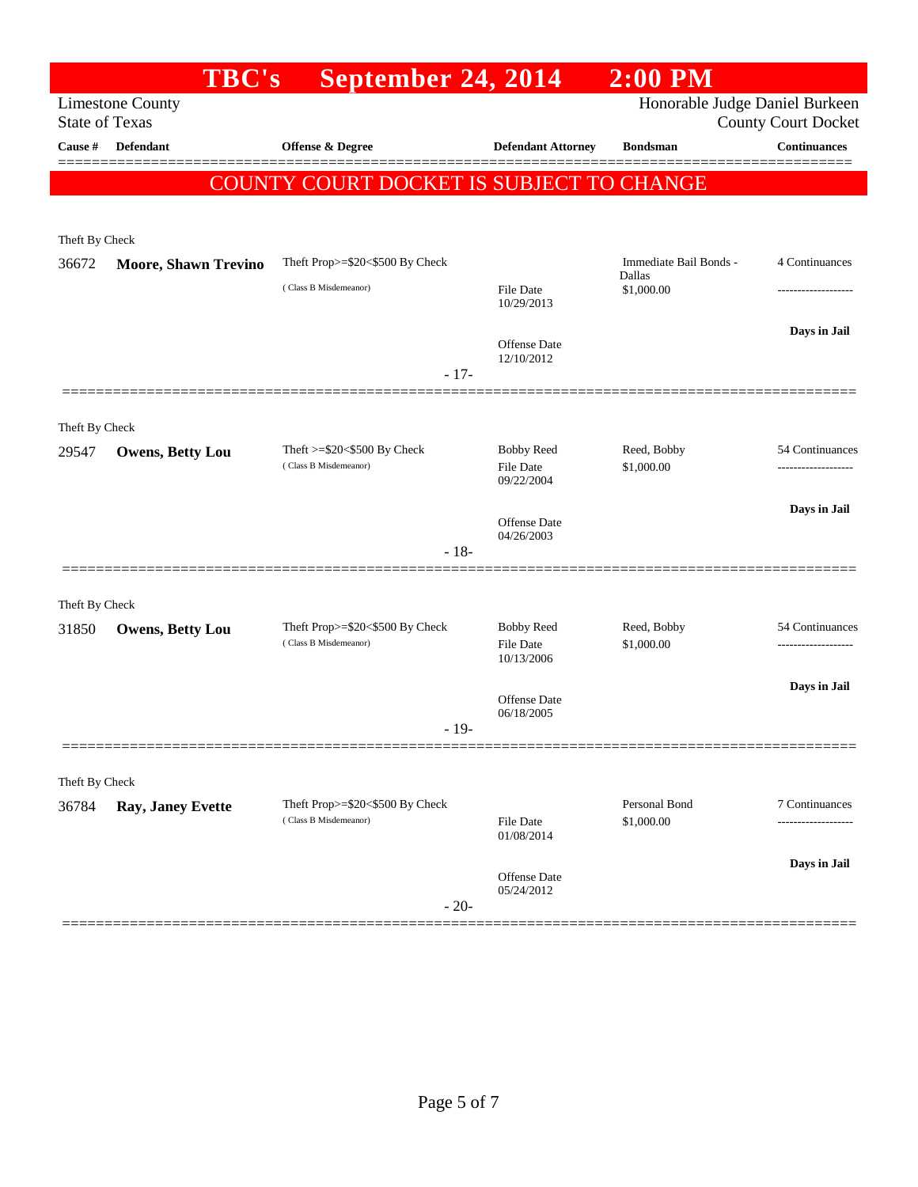# TBC's September 24, 2014 2:00 PM

Limestone County
State of Texas

Honorable Judge Daniel Burkeen
County Court Docket

| Cause # | Defendant | Offense & Degree | Defendant Attorney | Bondsman | Continuances |
|---|---|---|---|---|---|

**COUNTY COURT DOCKET IS SUBJECT TO CHANGE**

---

Theft By Check

| Cause # | Defendant | Offense & Degree | Defendant Attorney | Bondsman | Continuances |
|---|---|---|---|---|---|
| 36672 | **Moore, Shawn Trevino** | Theft Prop>=$20<$500 By Check (Class B Misdemeanor) | File Date 10/29/2013 Offense Date 12/10/2012 | Immediate Bail Bonds - Dallas $1,000.00 | 4 Continuances ------------------- **Days in Jail** |

- 17-

---

Theft By Check

| Cause # | Defendant | Offense & Degree | Defendant Attorney | Bondsman | Continuances |
|---|---|---|---|---|---|
| 29547 | **Owens, Betty Lou** | Theft >=$20<$500 By Check (Class B Misdemeanor) | Bobby Reed File Date 09/22/2004 Offense Date 04/26/2003 | Reed, Bobby $1,000.00 | 54 Continuances ------------------- **Days in Jail** |

- 18-

---

Theft By Check

| Cause # | Defendant | Offense & Degree | Defendant Attorney | Bondsman | Continuances |
|---|---|---|---|---|---|
| 31850 | **Owens, Betty Lou** | Theft Prop>=$20<$500 By Check (Class B Misdemeanor) | Bobby Reed File Date 10/13/2006 Offense Date 06/18/2005 | Reed, Bobby $1,000.00 | 54 Continuances ------------------- **Days in Jail** |

- 19-

---

Theft By Check

| Cause # | Defendant | Offense & Degree | Defendant Attorney | Bondsman | Continuances |
|---|---|---|---|---|---|
| 36784 | **Ray, Janey Evette** | Theft Prop>=$20<$500 By Check (Class B Misdemeanor) | File Date 01/08/2014 Offense Date 05/24/2012 | Personal Bond $1,000.00 | 7 Continuances ------------------- **Days in Jail** |

- 20-

---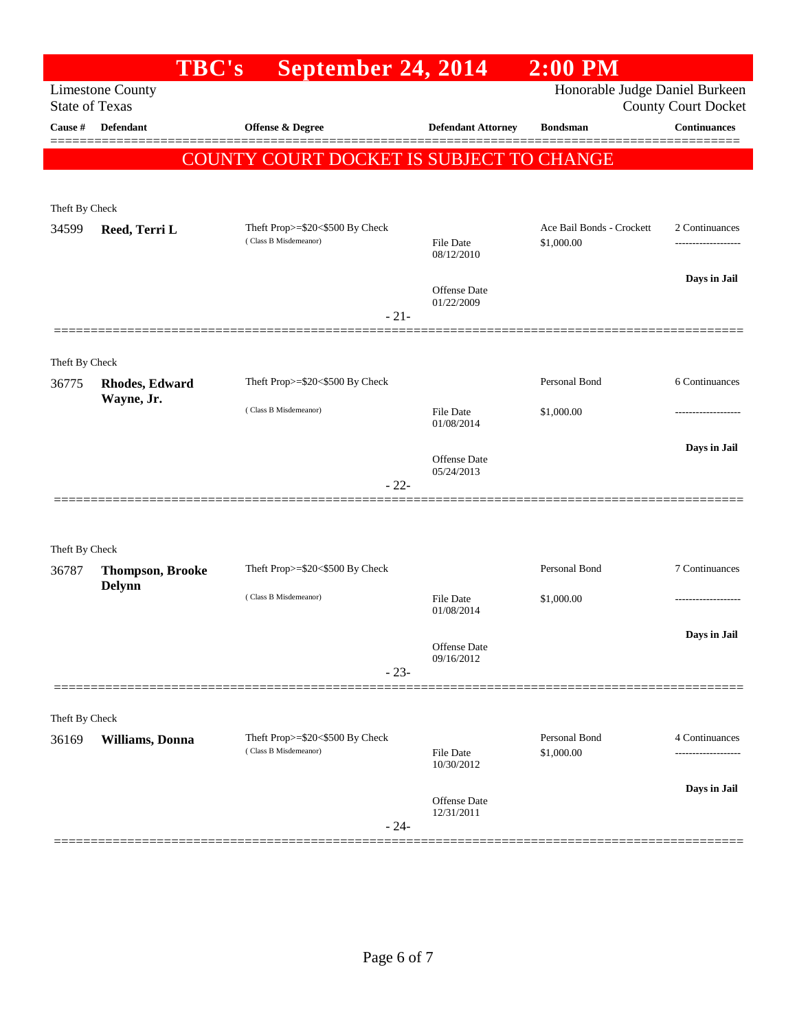# TBC's September 24, 2014 2:00 PM

Limestone County
State of Texas

Honorable Judge Daniel Burkeen
County Court Docket

| Cause # | Defendant | Offense & Degree | Defendant Attorney | Bondsman | Continuances |
|---|---|---|---|---|---|

## COUNTY COURT DOCKET IS SUBJECT TO CHANGE

Theft By Check

| Cause # | Defendant | Offense & Degree | Defendant Attorney | Bondsman | Continuances |
|---|---|---|---|---|---|
| 34599 | **Reed, Terri L** | Theft Prop>=$20<$500 By Check (Class B Misdemeanor) | File Date 08/12/2010; Offense Date 01/22/2009 | Ace Bail Bonds - Crockett $1,000.00 | 2 Continuances; **Days in Jail** |

- 21-

Theft By Check

| Cause # | Defendant | Offense & Degree | Defendant Attorney | Bondsman | Continuances |
|---|---|---|---|---|---|
| 36775 | **Rhodes, Edward Wayne, Jr.** | Theft Prop>=$20<$500 By Check (Class B Misdemeanor) | File Date 01/08/2014; Offense Date 05/24/2013 | Personal Bond $1,000.00 | 6 Continuances; **Days in Jail** |

- 22-

Theft By Check

| Cause # | Defendant | Offense & Degree | Defendant Attorney | Bondsman | Continuances |
|---|---|---|---|---|---|
| 36787 | **Thompson, Brooke Delynn** | Theft Prop>=$20<$500 By Check (Class B Misdemeanor) | File Date 01/08/2014; Offense Date 09/16/2012 | Personal Bond $1,000.00 | 7 Continuances; **Days in Jail** |

- 23-

Theft By Check

| Cause # | Defendant | Offense & Degree | Defendant Attorney | Bondsman | Continuances |
|---|---|---|---|---|---|
| 36169 | **Williams, Donna** | Theft Prop>=$20<$500 By Check (Class B Misdemeanor) | File Date 10/30/2012; Offense Date 12/31/2011 | Personal Bond $1,000.00 | 4 Continuances; **Days in Jail** |

- 24-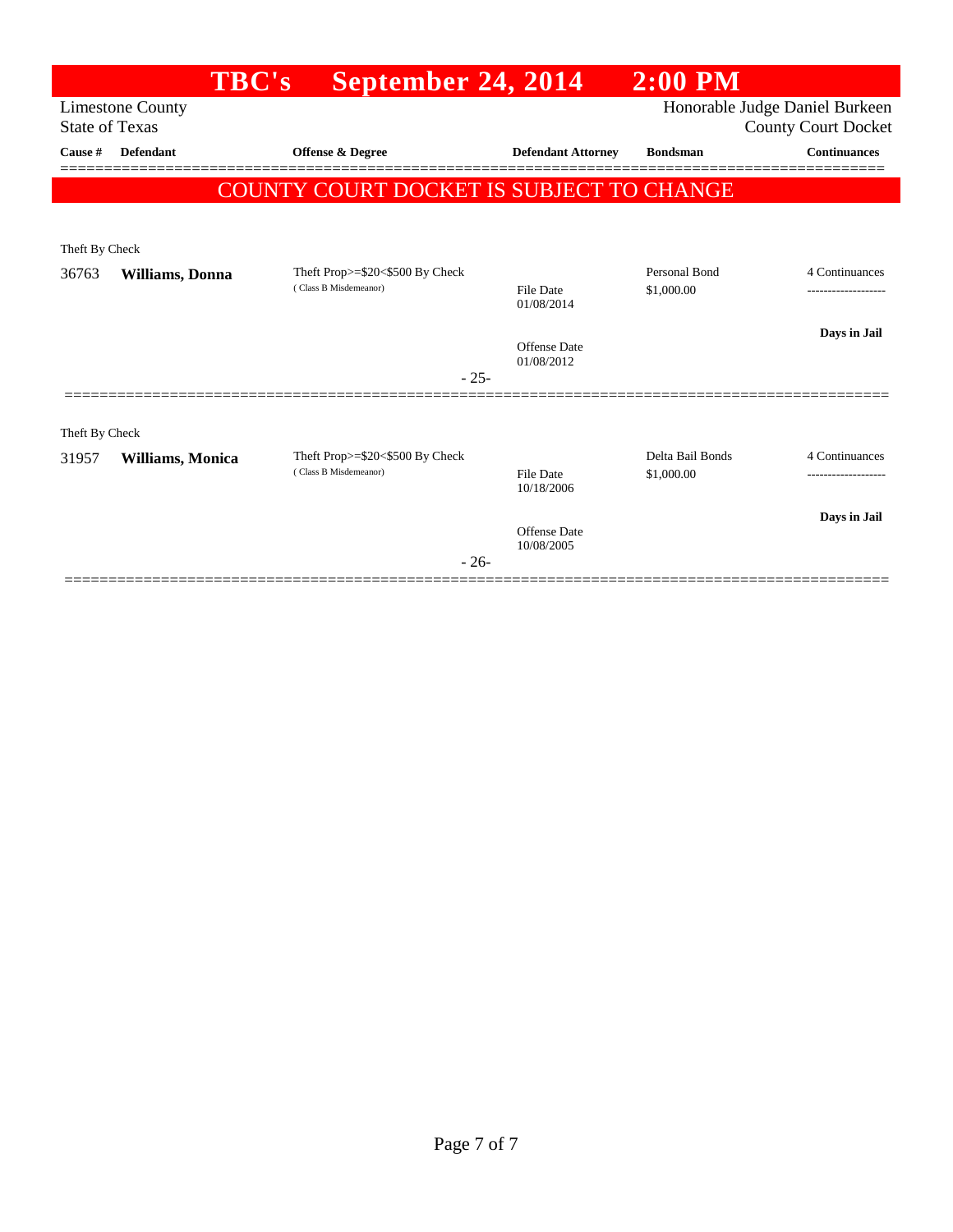# TBC's September 24, 2014 2:00 PM

Limestone County
State of Texas

Honorable Judge Daniel Burkeen
County Court Docket

| Cause # | Defendant | Offense & Degree | Defendant Attorney | Bondsman | Continuances |
|---|---|---|---|---|---|

**COUNTY COURT DOCKET IS SUBJECT TO CHANGE**

Theft By Check

| Cause # | Defendant | Offense & Degree | Defendant Attorney | Bondsman | Continuances |
|---|---|---|---|---|---|
| 36763 | **Williams, Donna** | Theft Prop>=$20<$500 By Check (Class B Misdemeanor) | File Date 01/08/2014 | Personal Bond $1,000.00 | 4 Continuances |
| | | | Offense Date 01/08/2012 | | **Days in Jail** |

-25-

Theft By Check

| Cause # | Defendant | Offense & Degree | Defendant Attorney | Bondsman | Continuances |
|---|---|---|---|---|---|
| 31957 | **Williams, Monica** | Theft Prop>=$20<$500 By Check (Class B Misdemeanor) | File Date 10/18/2006 | Delta Bail Bonds $1,000.00 | 4 Continuances |
| | | | Offense Date 10/08/2005 | | **Days in Jail** |

-26-